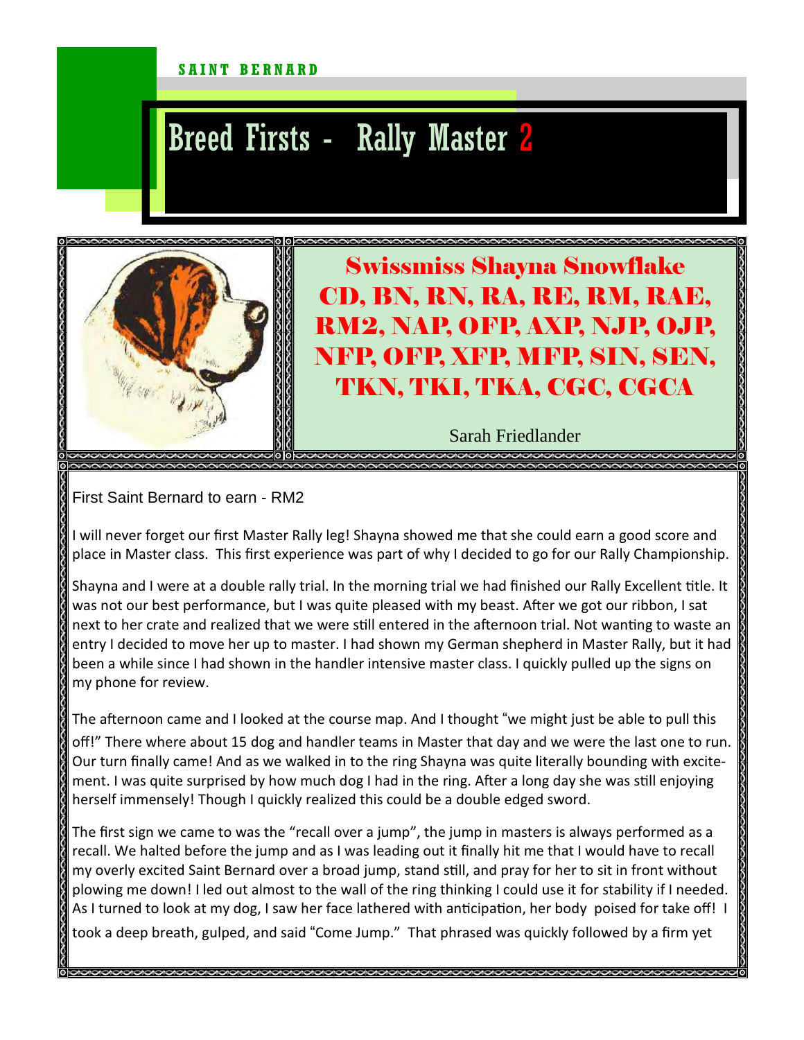SAINT BERNARD

# Breed Firsts - Rally Master 2

## Swissmiss Shayna Snowflake CD, BN, RN, RA, RE, RM, RAE, RM2, NAP, OFP, AXP, NJP, OJP, NFP, OFP, XFP, MFP, SIN, SEN, TKN, TKI, TKA, CGC, CGCA

Sarah Friedlander

First Saint Bernard to earn - RM2

I will never forget our first Master Rally leg! Shayna showed me that she could earn a good score and place in Master class. This first experience was part of why I decided to go for our Rally Championship.

Shayna and I were at a double rally trial. In the morning trial we had finished our Rally Excellent title. It was not our best performance, but I was quite pleased with my beast. After we got our ribbon, I sat next to her crate and realized that we were still entered in the afternoon trial. Not wanting to waste an entry I decided to move her up to master. I had shown my German shepherd in Master Rally, but it had been a while since I had shown in the handler intensive master class. I quickly pulled up the signs on my phone for review.

The afternoon came and I looked at the course map. And I thought "we might just be able to pull this off!" There where about 15 dog and handler teams in Master that day and we were the last one to run. Our turn finally came! And as we walked in to the ring Shayna was quite literally bounding with excitement. I was quite surprised by how much dog I had in the ring. After a long day she was still enjoying herself immensely! Though I quickly realized this could be a double edged sword.

The first sign we came to was the "recall over a jump", the jump in masters is always performed as a recall. We halted before the jump and as I was leading out it finally hit me that I would have to recall my overly excited Saint Bernard over a broad jump, stand still, and pray for her to sit in front without plowing me down! I led out almost to the wall of the ring thinking I could use it for stability if I needed. As I turned to look at my dog, I saw her face lathered with anticipation, her body poised for take off! I took a deep breath, gulped, and said "Come Jump." That phrased was quickly followed by a firm yet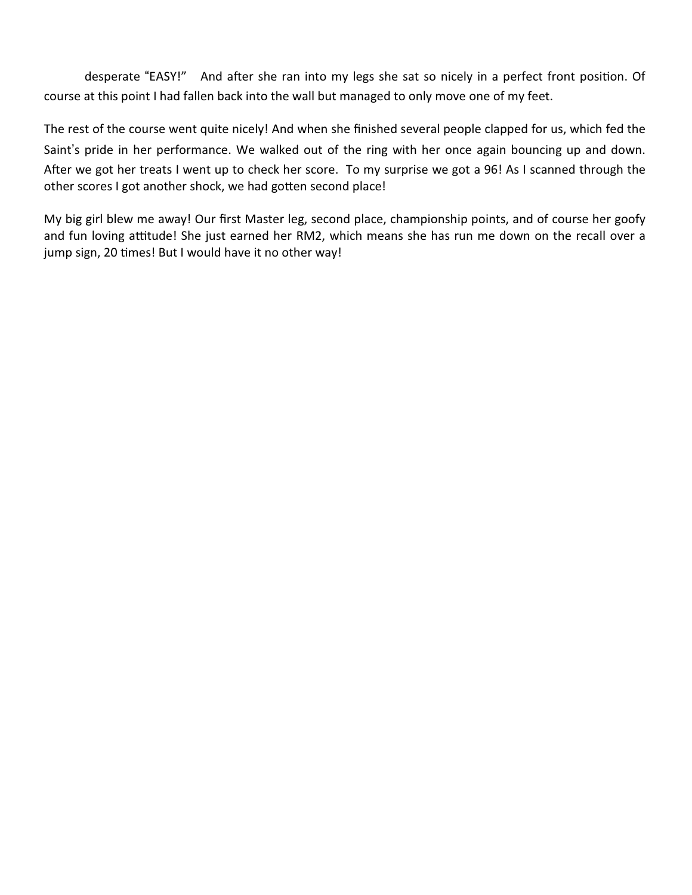desperate "EASY!"   And after she ran into my legs she sat so nicely in a perfect front position. Of course at this point I had fallen back into the wall but managed to only move one of my feet.

The rest of the course went quite nicely! And when she finished several people clapped for us, which fed the Saint's pride in her performance. We walked out of the ring with her once again bouncing up and down. After we got her treats I went up to check her score.  To my surprise we got a 96! As I scanned through the other scores I got another shock, we had gotten second place!

My big girl blew me away! Our first Master leg, second place, championship points, and of course her goofy and fun loving attitude! She just earned her RM2, which means she has run me down on the recall over a jump sign, 20 times! But I would have it no other way!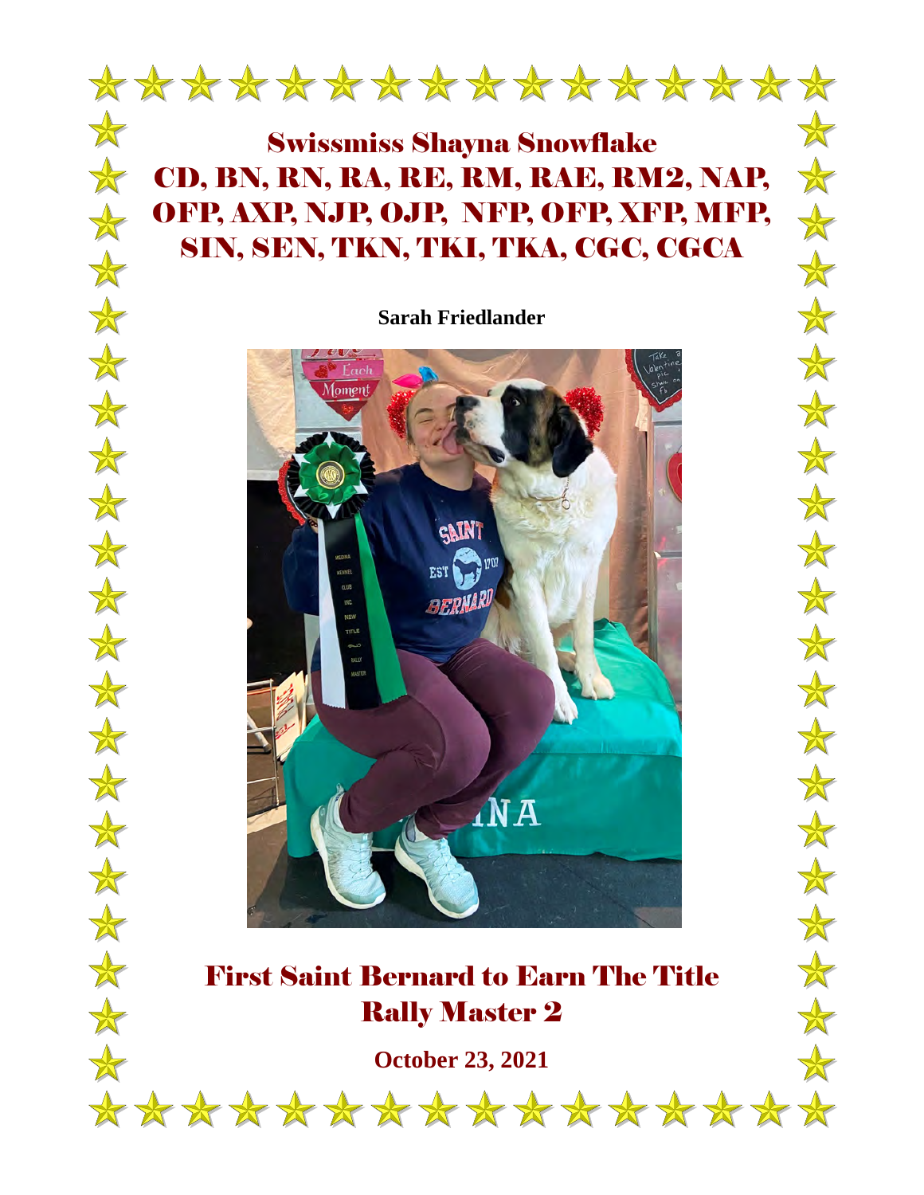# Swissmiss Shayna Snowflake
# CD, BN, RN, RA, RE, RM, RAE, RM2, NAP, OFP, AXP, NJP, OJP, NFP, OFP, XFP, MFP, SIN, SEN, TKN, TKI, TKA, CGC, CGCA

**Sarah Friedlander**

# First Saint Bernard to Earn The Title Rally Master 2

**October 23, 2021**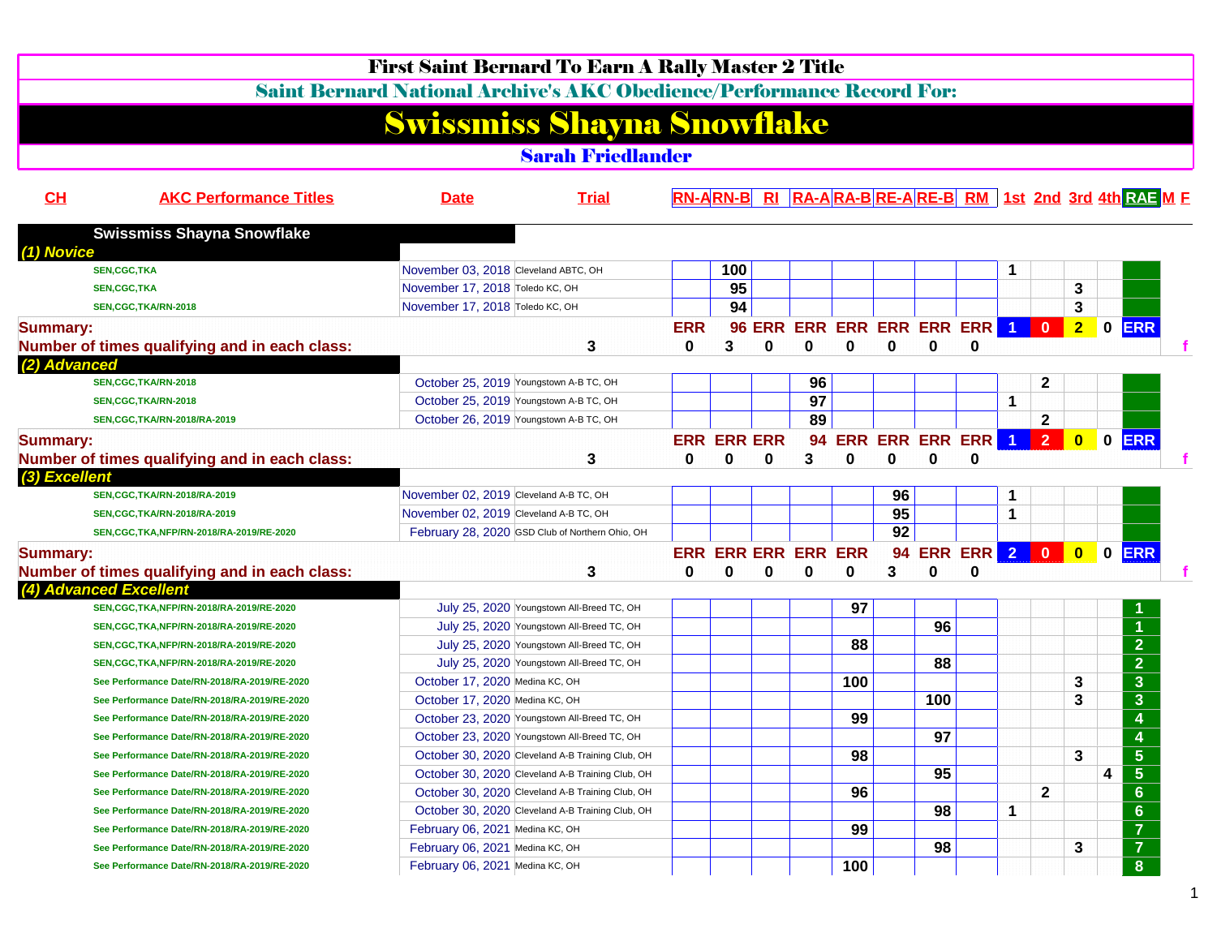# First Saint Bernard To Earn A Rally Master 2 Title

## Saint Bernard National Archive's AKC Obedience/Performance Record For:

# Swissmiss Shayna Snowflake

## Sarah Friedlander

| CH | AKC Performance Titles | Date | Trial | RN-A | RN-B | RI | RA-A | RA-B | RE-A | RE-B | RM | 1st | 2nd | 3rd | 4th | RAE | M | F |
|---|---|---|---|---|---|---|---|---|---|---|---|---|---|---|---|---|---|---|
| | **Swissmiss Shayna Snowflake** | | | | | | | | | | | | | | | | | |
| ***(1) Novice*** | | | | | | | | | | | | | | | | | | |
| | SEN,CGC,TKA | November 03, 2018 | Cleveland ABTC, OH | | 100 | | | | | | | 1 | | | | | | |
| | SEN,CGC,TKA | November 17, 2018 | Toledo KC, OH | | 95 | | | | | | | | | 3 | | | | |
| | SEN,CGC,TKA/RN-2018 | November 17, 2018 | Toledo KC, OH | | 94 | | | | | | | | | 3 | | | | |
| **Summary:** | | | | ERR | 96 | ERR | ERR | ERR | ERR | ERR | ERR | 1 | 0 | 2 | 0 | ERR | | |
| **Number of times qualifying and in each class:** | | | 3 | 0 | 3 | 0 | 0 | 0 | 0 | 0 | 0 | | | | | | | f |
| ***(2) Advanced*** | | | | | | | | | | | | | | | | | | |
| | SEN,CGC,TKA/RN-2018 | October 25, 2019 | Youngstown A-B TC, OH | | | | 96 | | | | | | 2 | | | | | |
| | SEN,CGC,TKA/RN-2018 | October 25, 2019 | Youngstown A-B TC, OH | | | | 97 | | | | | 1 | | | | | | |
| | SEN,CGC,TKA/RN-2018/RA-2019 | October 26, 2019 | Youngstown A-B TC, OH | | | | 89 | | | | | | 2 | | | | | |
| **Summary:** | | | | ERR | ERR | ERR | 94 | ERR | ERR | ERR | ERR | 1 | 2 | 0 | 0 | ERR | | |
| **Number of times qualifying and in each class:** | | | 3 | 0 | 0 | 0 | 3 | 0 | 0 | 0 | 0 | | | | | | | f |
| ***(3) Excellent*** | | | | | | | | | | | | | | | | | | |
| | SEN,CGC,TKA/RN-2018/RA-2019 | November 02, 2019 | Cleveland A-B TC, OH | | | | | | 96 | | | 1 | | | | | | |
| | SEN,CGC,TKA/RN-2018/RA-2019 | November 02, 2019 | Cleveland A-B TC, OH | | | | | | 95 | | | 1 | | | | | | |
| | SEN,CGC,TKA,NFP/RN-2018/RA-2019/RE-2020 | February 28, 2020 | GSD Club of Northern Ohio, OH | | | | | | 92 | | | | | | | | | |
| **Summary:** | | | | ERR | ERR | ERR | ERR | ERR | 94 | ERR | ERR | 2 | 0 | 0 | 0 | ERR | | |
| **Number of times qualifying and in each class:** | | | 3 | 0 | 0 | 0 | 0 | 0 | 3 | 0 | 0 | | | | | | | f |
| ***(4) Advanced Excellent*** | | | | | | | | | | | | | | | | | | |
| | SEN,CGC,TKA,NFP/RN-2018/RA-2019/RE-2020 | July 25, 2020 | Youngstown All-Breed TC, OH | | | | | 97 | | | | | | | | 1 | | |
| | SEN,CGC,TKA,NFP/RN-2018/RA-2019/RE-2020 | July 25, 2020 | Youngstown All-Breed TC, OH | | | | | | | 96 | | | | | | 1 | | |
| | SEN,CGC,TKA,NFP/RN-2018/RA-2019/RE-2020 | July 25, 2020 | Youngstown All-Breed TC, OH | | | | | 88 | | | | | | | | 2 | | |
| | SEN,CGC,TKA,NFP/RN-2018/RA-2019/RE-2020 | July 25, 2020 | Youngstown All-Breed TC, OH | | | | | | | 88 | | | | | | 2 | | |
| | See Performance Date/RN-2018/RA-2019/RE-2020 | October 17, 2020 | Medina KC, OH | | | | | 100 | | | | | | 3 | | 3 | | |
| | See Performance Date/RN-2018/RA-2019/RE-2020 | October 17, 2020 | Medina KC, OH | | | | | | | 100 | | | | 3 | | 3 | | |
| | See Performance Date/RN-2018/RA-2019/RE-2020 | October 23, 2020 | Youngstown All-Breed TC, OH | | | | | 99 | | | | | | | | 4 | | |
| | See Performance Date/RN-2018/RA-2019/RE-2020 | October 23, 2020 | Youngstown All-Breed TC, OH | | | | | | | 97 | | | | | | 4 | | |
| | See Performance Date/RN-2018/RA-2019/RE-2020 | October 30, 2020 | Cleveland A-B Training Club, OH | | | | | 98 | | | | | | 3 | | 5 | | |
| | See Performance Date/RN-2018/RA-2019/RE-2020 | October 30, 2020 | Cleveland A-B Training Club, OH | | | | | | | 95 | | | | | 4 | 5 | | |
| | See Performance Date/RN-2018/RA-2019/RE-2020 | October 30, 2020 | Cleveland A-B Training Club, OH | | | | | 96 | | | | | 2 | | | 6 | | |
| | See Performance Date/RN-2018/RA-2019/RE-2020 | October 30, 2020 | Cleveland A-B Training Club, OH | | | | | | | 98 | | 1 | | | | 6 | | |
| | See Performance Date/RN-2018/RA-2019/RE-2020 | February 06, 2021 | Medina KC, OH | | | | | 99 | | | | | | | | 7 | | |
| | See Performance Date/RN-2018/RA-2019/RE-2020 | February 06, 2021 | Medina KC, OH | | | | | | | 98 | | | | 3 | | 7 | | |
| | See Performance Date/RN-2018/RA-2019/RE-2020 | February 06, 2021 | Medina KC, OH | | | | | 100 | | | | | | | | 8 | | |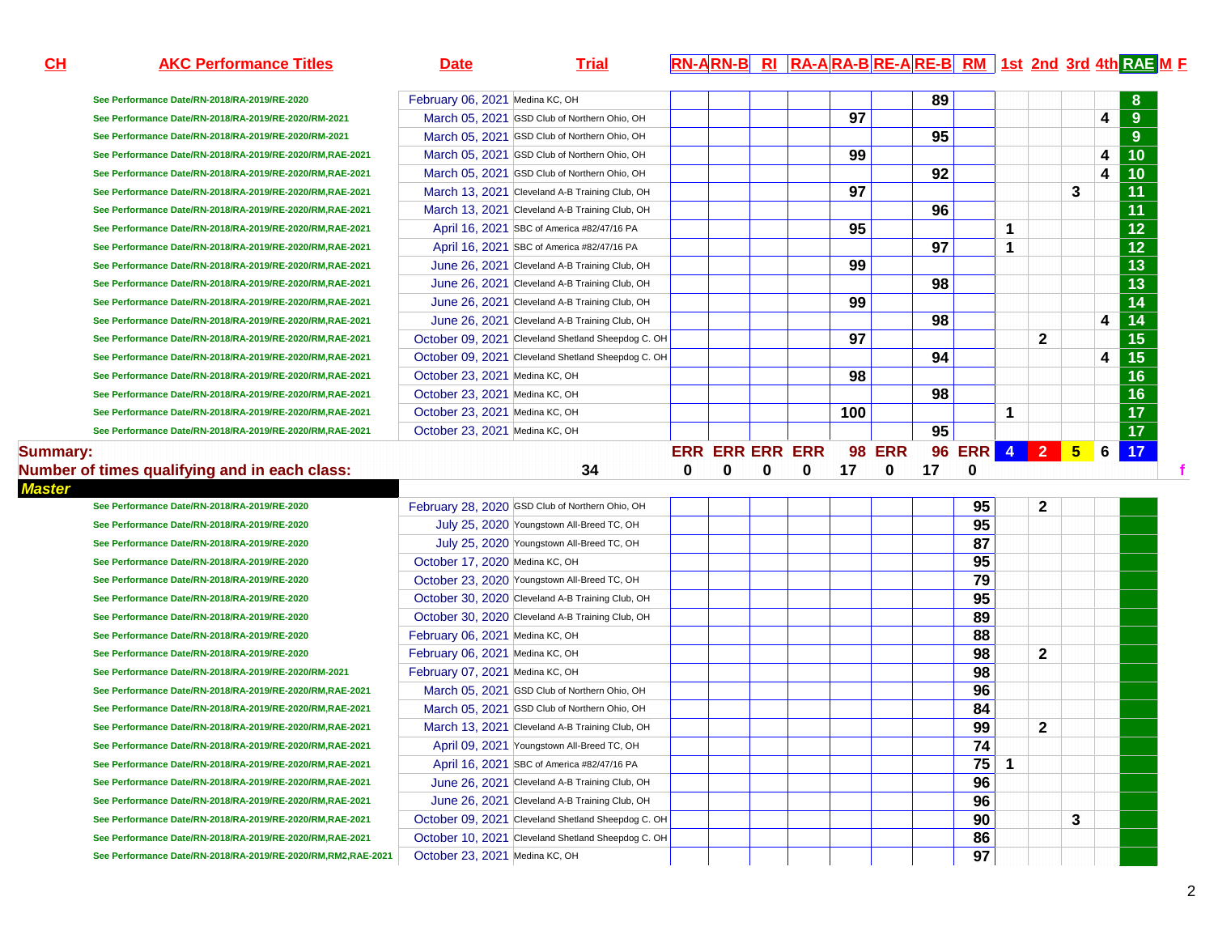| CH | AKC Performance Titles | Date | Trial | RN-A | RN-B | RI | RA-A | RA-B | RE-A | RE-B | RM | 1st | 2nd | 3rd | 4th | RAE | M | F |
|---|---|---|---|---|---|---|---|---|---|---|---|---|---|---|---|---|---|---|
| | See Performance Date/RN-2018/RA-2019/RE-2020 | February 06, 2021 | Medina KC, OH | | | | | | | 89 | | | | | | 8 | | |
| | See Performance Date/RN-2018/RA-2019/RE-2020/RM-2021 | March 05, 2021 | GSD Club of Northern Ohio, OH | | | | | 97 | | | | | | | 4 | 9 | | |
| | See Performance Date/RN-2018/RA-2019/RE-2020/RM-2021 | March 05, 2021 | GSD Club of Northern Ohio, OH | | | | | | | 95 | | | | | | 9 | | |
| | See Performance Date/RN-2018/RA-2019/RE-2020/RM,RAE-2021 | March 05, 2021 | GSD Club of Northern Ohio, OH | | | | | 99 | | | | | | | 4 | 10 | | |
| | See Performance Date/RN-2018/RA-2019/RE-2020/RM,RAE-2021 | March 05, 2021 | GSD Club of Northern Ohio, OH | | | | | | | 92 | | | | | 4 | 10 | | |
| | See Performance Date/RN-2018/RA-2019/RE-2020/RM,RAE-2021 | March 13, 2021 | Cleveland A-B Training Club, OH | | | | | 97 | | | | | | 3 | | 11 | | |
| | See Performance Date/RN-2018/RA-2019/RE-2020/RM,RAE-2021 | March 13, 2021 | Cleveland A-B Training Club, OH | | | | | | | 96 | | | | | | 11 | | |
| | See Performance Date/RN-2018/RA-2019/RE-2020/RM,RAE-2021 | April 16, 2021 | SBC of America #82/47/16 PA | | | | | 95 | | | | 1 | | | | 12 | | |
| | See Performance Date/RN-2018/RA-2019/RE-2020/RM,RAE-2021 | April 16, 2021 | SBC of America #82/47/16 PA | | | | | | | 97 | | 1 | | | | 12 | | |
| | See Performance Date/RN-2018/RA-2019/RE-2020/RM,RAE-2021 | June 26, 2021 | Cleveland A-B Training Club, OH | | | | | 99 | | | | | | | | 13 | | |
| | See Performance Date/RN-2018/RA-2019/RE-2020/RM,RAE-2021 | June 26, 2021 | Cleveland A-B Training Club, OH | | | | | | | 98 | | | | | | 13 | | |
| | See Performance Date/RN-2018/RA-2019/RE-2020/RM,RAE-2021 | June 26, 2021 | Cleveland A-B Training Club, OH | | | | | 99 | | | | | | | | 14 | | |
| | See Performance Date/RN-2018/RA-2019/RE-2020/RM,RAE-2021 | June 26, 2021 | Cleveland A-B Training Club, OH | | | | | | | 98 | | | | | 4 | 14 | | |
| | See Performance Date/RN-2018/RA-2019/RE-2020/RM,RAE-2021 | October 09, 2021 | Cleveland Shetland Sheepdog C. OH | | | | | 97 | | | | | 2 | | | 15 | | |
| | See Performance Date/RN-2018/RA-2019/RE-2020/RM,RAE-2021 | October 09, 2021 | Cleveland Shetland Sheepdog C. OH | | | | | | | 94 | | | | | 4 | 15 | | |
| | See Performance Date/RN-2018/RA-2019/RE-2020/RM,RAE-2021 | October 23, 2021 | Medina KC, OH | | | | | 98 | | | | | | | | 16 | | |
| | See Performance Date/RN-2018/RA-2019/RE-2020/RM,RAE-2021 | October 23, 2021 | Medina KC, OH | | | | | | | 98 | | | | | | 16 | | |
| | See Performance Date/RN-2018/RA-2019/RE-2020/RM,RAE-2021 | October 23, 2021 | Medina KC, OH | | | | | 100 | | | | 1 | | | | 17 | | |
| | See Performance Date/RN-2018/RA-2019/RE-2020/RM,RAE-2021 | October 23, 2021 | Medina KC, OH | | | | | | | 95 | | | | | | 17 | | |
| **Summary:** | | | | ERR | ERR | ERR | ERR | 98 | ERR | 96 | ERR | 4 | 2 | 5 | 6 | 17 | | |
| **Number of times qualifying and in each class:** | | | 34 | 0 | 0 | 0 | 0 | 17 | 0 | 17 | 0 | | | | | | | f |
| ***Master*** | | | | | | | | | | | | | | | | | | |
| | See Performance Date/RN-2018/RA-2019/RE-2020 | February 28, 2020 | GSD Club of Northern Ohio, OH | | | | | | | | 95 | | 2 | | | | | |
| | See Performance Date/RN-2018/RA-2019/RE-2020 | July 25, 2020 | Youngstown All-Breed TC, OH | | | | | | | | 95 | | | | | | | |
| | See Performance Date/RN-2018/RA-2019/RE-2020 | July 25, 2020 | Youngstown All-Breed TC, OH | | | | | | | | 87 | | | | | | | |
| | See Performance Date/RN-2018/RA-2019/RE-2020 | October 17, 2020 | Medina KC, OH | | | | | | | | 95 | | | | | | | |
| | See Performance Date/RN-2018/RA-2019/RE-2020 | October 23, 2020 | Youngstown All-Breed TC, OH | | | | | | | | 79 | | | | | | | |
| | See Performance Date/RN-2018/RA-2019/RE-2020 | October 30, 2020 | Cleveland A-B Training Club, OH | | | | | | | | 95 | | | | | | | |
| | See Performance Date/RN-2018/RA-2019/RE-2020 | October 30, 2020 | Cleveland A-B Training Club, OH | | | | | | | | 89 | | | | | | | |
| | See Performance Date/RN-2018/RA-2019/RE-2020 | February 06, 2021 | Medina KC, OH | | | | | | | | 88 | | | | | | | |
| | See Performance Date/RN-2018/RA-2019/RE-2020 | February 06, 2021 | Medina KC, OH | | | | | | | | 98 | | 2 | | | | | |
| | See Performance Date/RN-2018/RA-2019/RE-2020/RM-2021 | February 07, 2021 | Medina KC, OH | | | | | | | | 98 | | | | | | | |
| | See Performance Date/RN-2018/RA-2019/RE-2020/RM,RAE-2021 | March 05, 2021 | GSD Club of Northern Ohio, OH | | | | | | | | 96 | | | | | | | |
| | See Performance Date/RN-2018/RA-2019/RE-2020/RM,RAE-2021 | March 05, 2021 | GSD Club of Northern Ohio, OH | | | | | | | | 84 | | | | | | | |
| | See Performance Date/RN-2018/RA-2019/RE-2020/RM,RAE-2021 | March 13, 2021 | Cleveland A-B Training Club, OH | | | | | | | | 99 | | 2 | | | | | |
| | See Performance Date/RN-2018/RA-2019/RE-2020/RM,RAE-2021 | April 09, 2021 | Youngstown All-Breed TC, OH | | | | | | | | 74 | | | | | | | |
| | See Performance Date/RN-2018/RA-2019/RE-2020/RM,RAE-2021 | April 16, 2021 | SBC of America #82/47/16 PA | | | | | | | | 75 | 1 | | | | | | |
| | See Performance Date/RN-2018/RA-2019/RE-2020/RM,RAE-2021 | June 26, 2021 | Cleveland A-B Training Club, OH | | | | | | | | 96 | | | | | | | |
| | See Performance Date/RN-2018/RA-2019/RE-2020/RM,RAE-2021 | June 26, 2021 | Cleveland A-B Training Club, OH | | | | | | | | 96 | | | | | | | |
| | See Performance Date/RN-2018/RA-2019/RE-2020/RM,RAE-2021 | October 09, 2021 | Cleveland Shetland Sheepdog C. OH | | | | | | | | 90 | | | 3 | | | | |
| | See Performance Date/RN-2018/RA-2019/RE-2020/RM,RAE-2021 | October 10, 2021 | Cleveland Shetland Sheepdog C. OH | | | | | | | | 86 | | | | | | | |
| | See Performance Date/RN-2018/RA-2019/RE-2020/RM,RM2,RAE-2021 | October 23, 2021 | Medina KC, OH | | | | | | | | 97 | | | | | | | |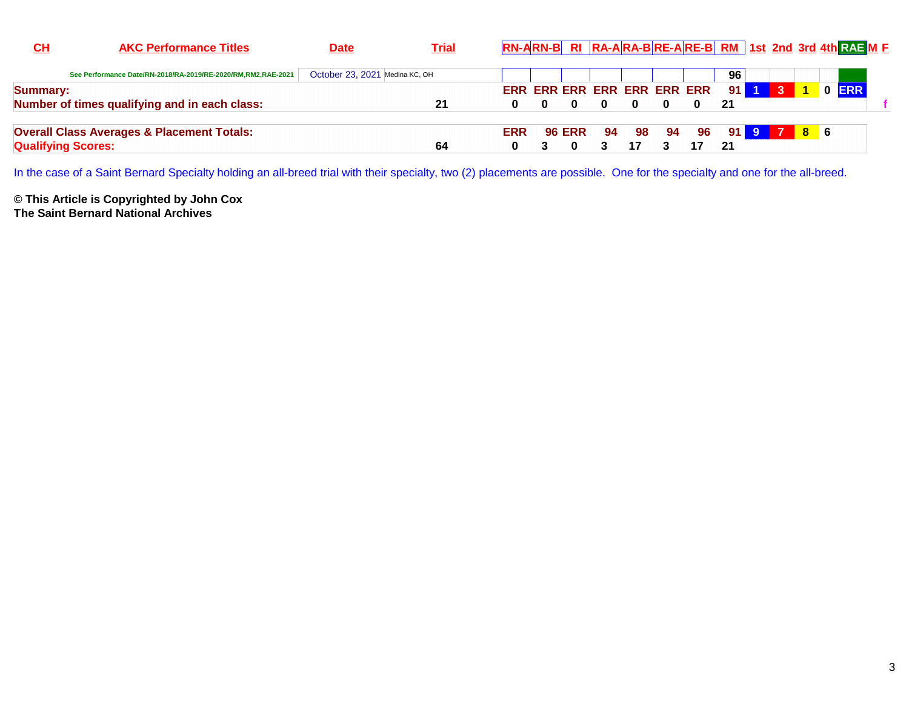| CH | AKC Performance Titles | Date | Trial | RN-A | RN-B | RI | RA-A | RA-B | RE-A | RE-B | RM | 1st | 2nd | 3rd | 4th | RAE | M | F |
|---|---|---|---|---|---|---|---|---|---|---|---|---|---|---|---|---|---|---|
| | See Performance Date/RN-2018/RA-2019/RE-2020/RM,RM2,RAE-2021 | October 23, 2021 | Medina KC, OH | | | | | | | | 96 | | | | | | | |
| **Summary:** | | | | ERR | ERR | ERR | ERR | ERR | ERR | ERR | 91 | 1 | 3 | 1 | 0 | ERR | | |
| **Number of times qualifying and in each class:** | | | 21 | 0 | 0 | 0 | 0 | 0 | 0 | 0 | 21 | | | | | | | f |
| **Overall Class Averages & Placement Totals:** | | | | ERR | 96 | ERR | 94 | 98 | 94 | 96 | 91 | 9 | 7 | 8 | 6 | | | |
| **Qualifying Scores:** | | | 64 | 0 | 3 | 0 | 3 | 17 | 3 | 17 | 21 | | | | | | | |

In the case of a Saint Bernard Specialty holding an all-breed trial with their specialty, two (2) placements are possible. One for the specialty and one for the all-breed.

**© This Article is Copyrighted by John Cox**
**The Saint Bernard National Archives**